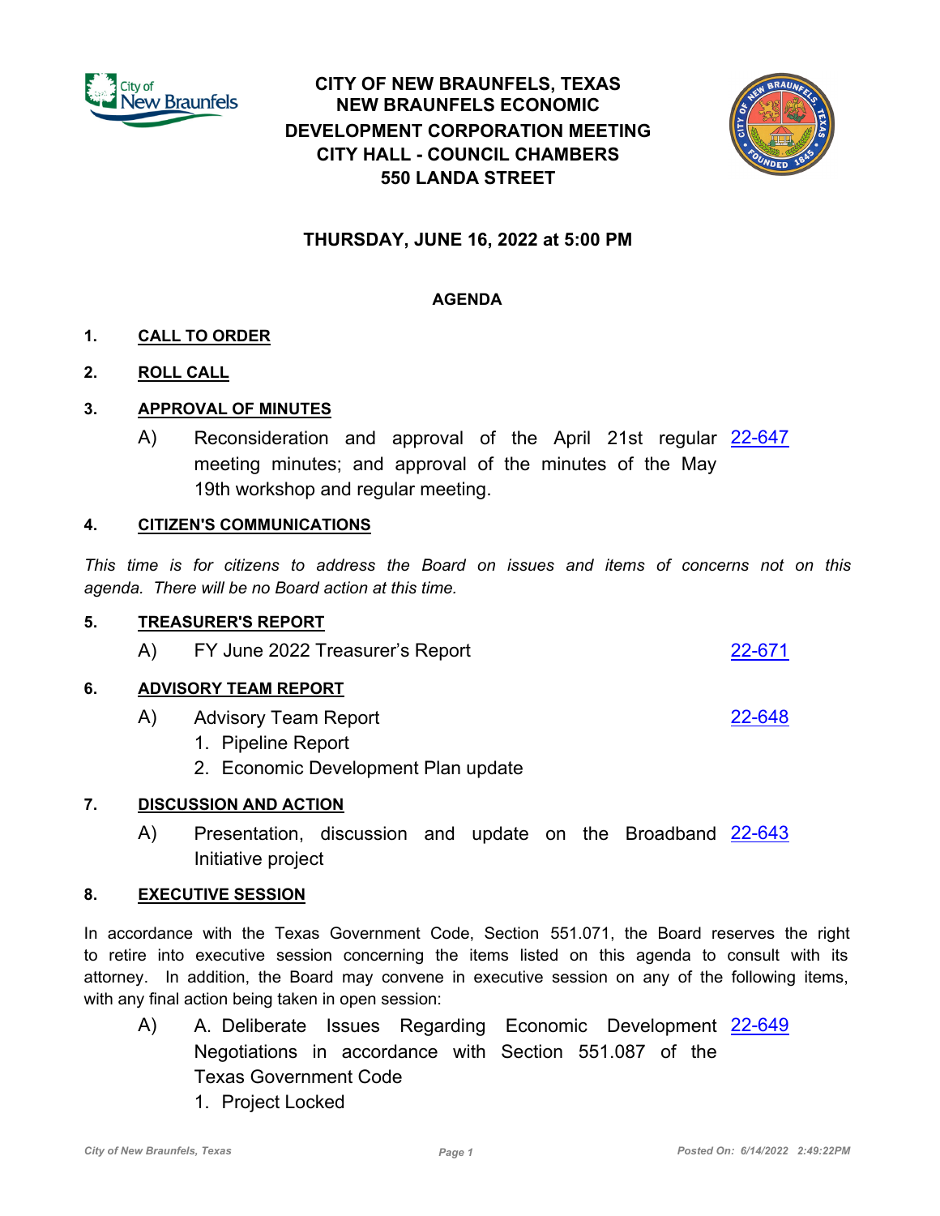# CITY OF NEW BRAUNFELS, TEXAS
## NEW BRAUNFELS ECONOMIC DEVELOPMENT CORPORATION MEETING
## CITY HALL - COUNCIL CHAMBERS
## 550 LANDA STREET

### THURSDAY, JUNE 16, 2022 at 5:00 PM

**AGENDA**

**1. CALL TO ORDER**

**2. ROLL CALL**

**3. APPROVAL OF MINUTES**

A) Reconsideration and approval of the April 21st regular meeting minutes; and approval of the minutes of the May 19th workshop and regular meeting. 22-647

**4. CITIZEN'S COMMUNICATIONS**

*This time is for citizens to address the Board on issues and items of concerns not on this agenda. There will be no Board action at this time.*

**5. TREASURER'S REPORT**

A) FY June 2022 Treasurer's Report 22-671

**6. ADVISORY TEAM REPORT**

A) Advisory Team Report 22-648
1. Pipeline Report
2. Economic Development Plan update

**7. DISCUSSION AND ACTION**

A) Presentation, discussion and update on the Broadband Initiative project 22-643

**8. EXECUTIVE SESSION**

In accordance with the Texas Government Code, Section 551.071, the Board reserves the right to retire into executive session concerning the items listed on this agenda to consult with its attorney. In addition, the Board may convene in executive session on any of the following items, with any final action being taken in open session:

A) A. Deliberate Issues Regarding Economic Development Negotiations in accordance with Section 551.087 of the Texas Government Code 22-649
1. Project Locked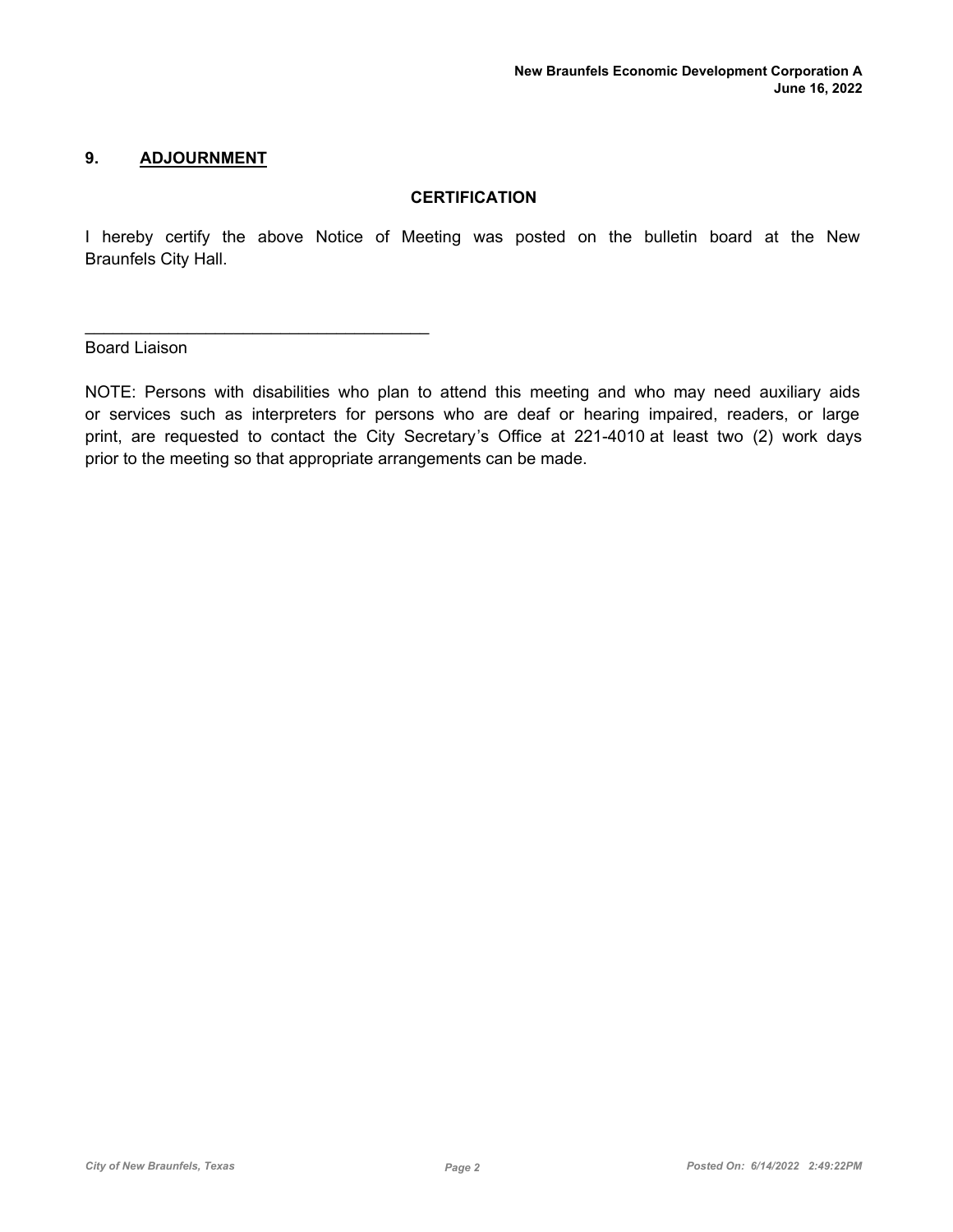**9. ADJOURNMENT**

**CERTIFICATION**

I hereby certify the above Notice of Meeting was posted on the bulletin board at the New Braunfels City Hall.

\_\_\_\_\_\_\_\_\_\_\_\_\_\_\_\_\_\_\_\_\_\_\_\_\_\_\_\_\_\_\_\_\_\_\_\_\_\_

Board Liaison

NOTE: Persons with disabilities who plan to attend this meeting and who may need auxiliary aids or services such as interpreters for persons who are deaf or hearing impaired, readers, or large print, are requested to contact the City Secretary's Office at 221-4010 at least two (2) work days prior to the meeting so that appropriate arrangements can be made.